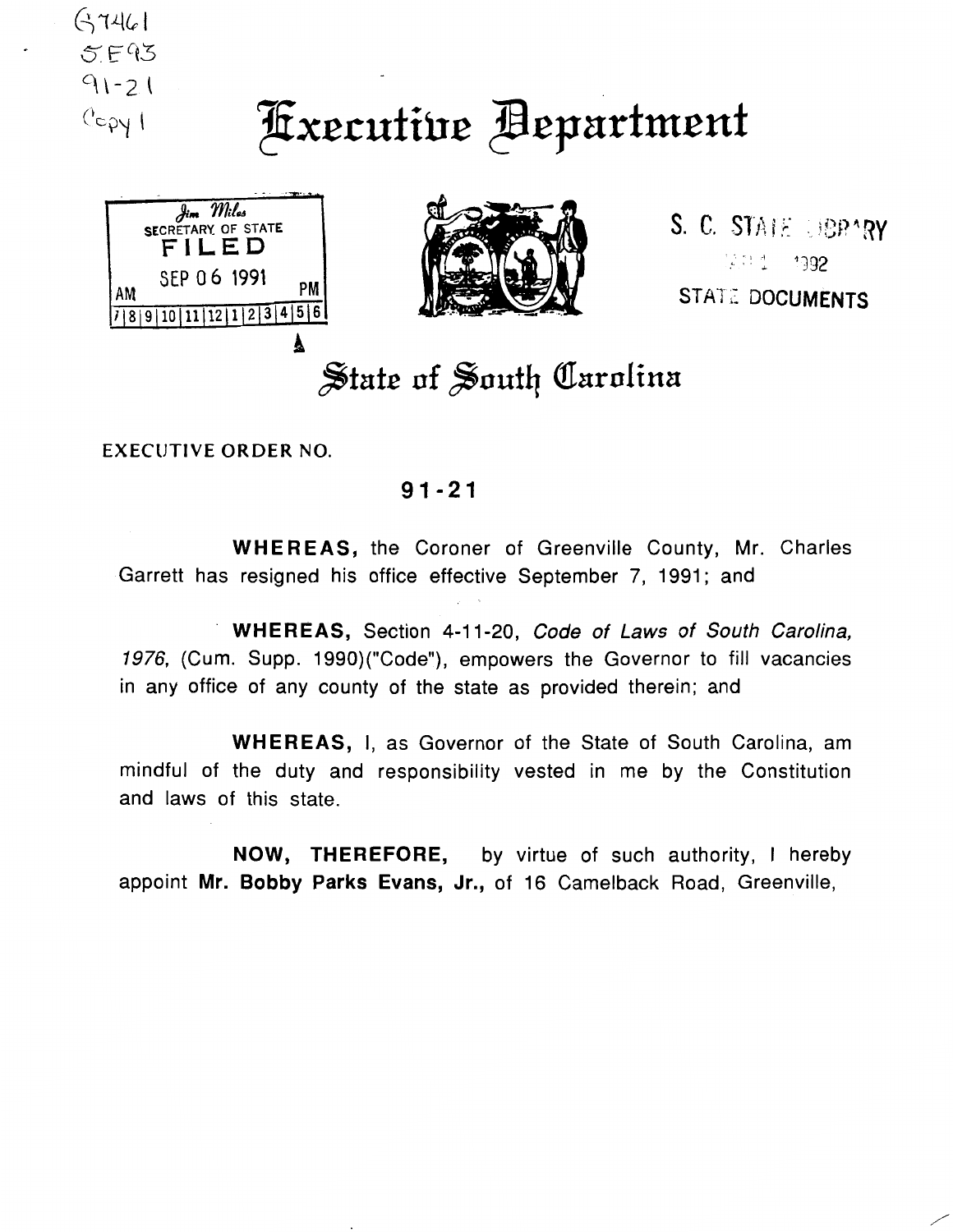G7461
S.E93
91-21
Copy 1

# Executive Department

Jim Miles
SECRETARY OF STATE
FILED
SEP 06 1991
AM PM
7 8 9 10 11 12 1 2 3 4 5 6

S. C. STATE LIBRARY
1992
STATE DOCUMENTS

## State of South Carolina

EXECUTIVE ORDER NO.

**91-21**

**WHEREAS,** the Coroner of Greenville County, Mr. Charles Garrett has resigned his office effective September 7, 1991; and

**WHEREAS,** Section 4-11-20, *Code of Laws of South Carolina, 1976,* (Cum. Supp. 1990)("Code"), empowers the Governor to fill vacancies in any office of any county of the state as provided therein; and

**WHEREAS,** I, as Governor of the State of South Carolina, am mindful of the duty and responsibility vested in me by the Constitution and laws of this state.

**NOW, THEREFORE,** by virtue of such authority, I hereby appoint **Mr. Bobby Parks Evans, Jr.,** of 16 Camelback Road, Greenville,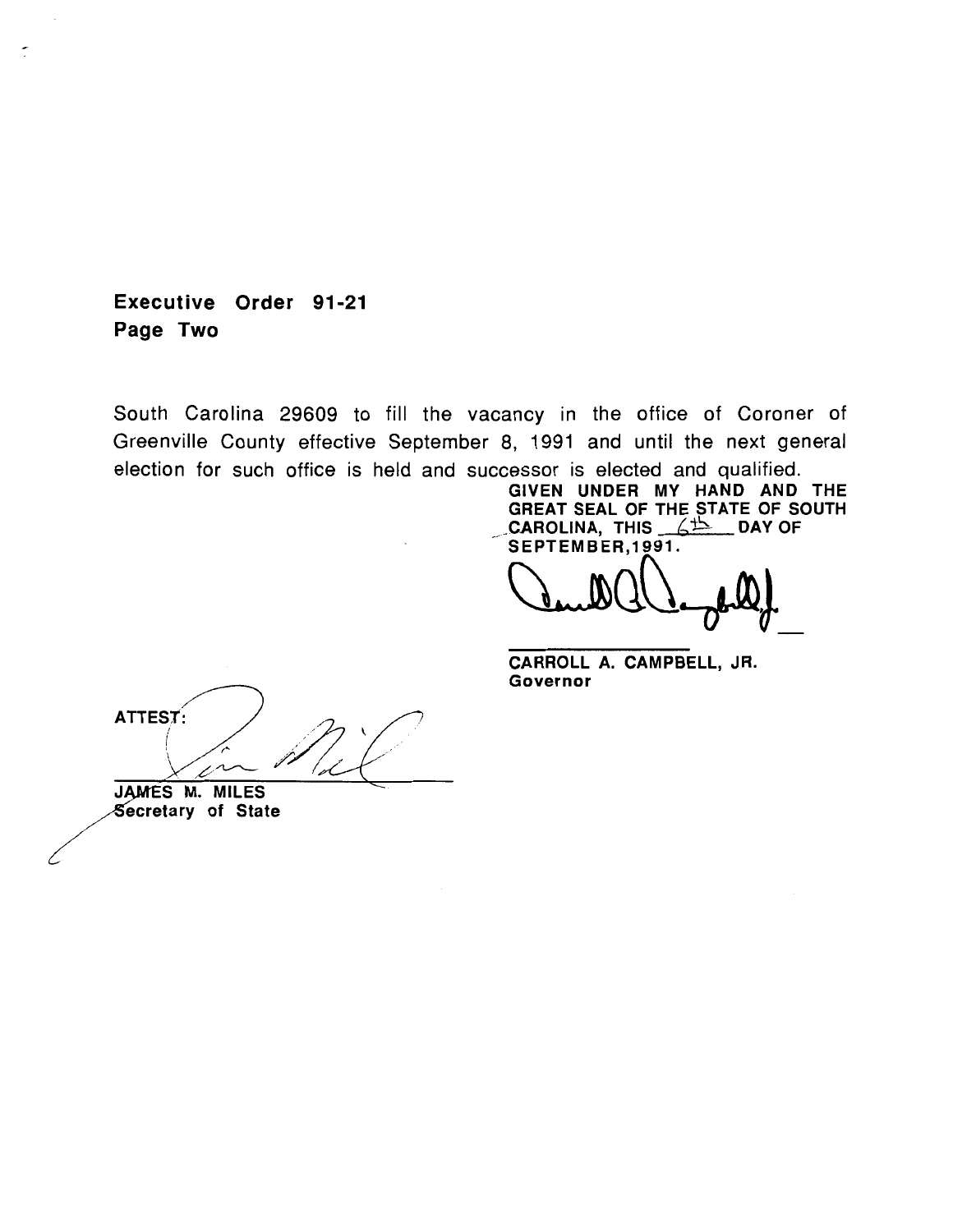**Executive Order 91-21**
**Page Two**

South Carolina 29609 to fill the vacancy in the office of Coroner of Greenville County effective September 8, 1991 and until the next general election for such office is held and successor is elected and qualified.

**GIVEN UNDER MY HAND AND THE GREAT SEAL OF THE STATE OF SOUTH CAROLINA, THIS 6th DAY OF SEPTEMBER,1991.**

**CARROLL A. CAMPBELL, JR.**
**Governor**

**ATTEST:**

**JAMES M. MILES**
**Secretary of State**